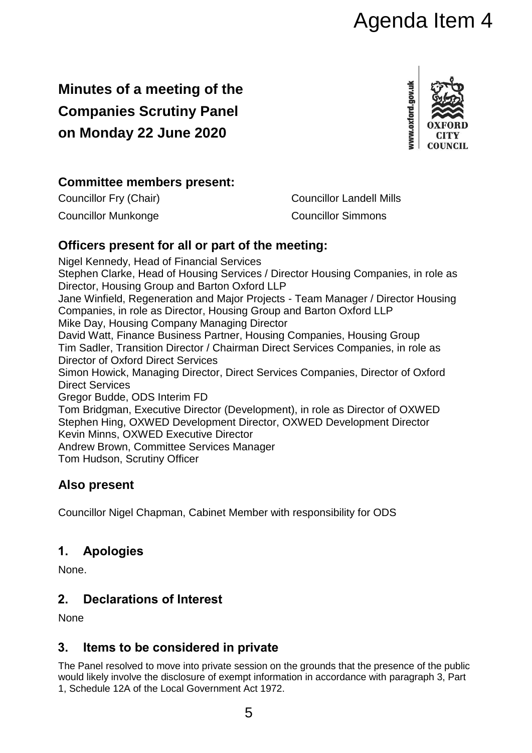Agenda Item 4

# Minutes of a meeting of the Companies Scrutiny Panel on Monday 22 June 2020

## Committee members present:

Councillor Fry (Chair)
Councillor Landell Mills
Councillor Munkonge
Councillor Simmons

## Officers present for all or part of the meeting:

Nigel Kennedy, Head of Financial Services
Stephen Clarke, Head of Housing Services / Director Housing Companies, in role as Director, Housing Group and Barton Oxford LLP
Jane Winfield, Regeneration and Major Projects - Team Manager / Director Housing Companies, in role as Director, Housing Group and Barton Oxford LLP
Mike Day, Housing Company Managing Director
David Watt, Finance Business Partner, Housing Companies, Housing Group
Tim Sadler, Transition Director / Chairman Direct Services Companies, in role as Director of Oxford Direct Services
Simon Howick, Managing Director, Direct Services Companies, Director of Oxford Direct Services
Gregor Budde, ODS Interim FD
Tom Bridgman, Executive Director (Development), in role as Director of OXWED
Stephen Hing, OXWED Development Director, OXWED Development Director
Kevin Minns, OXWED Executive Director
Andrew Brown, Committee Services Manager
Tom Hudson, Scrutiny Officer

## Also present

Councillor Nigel Chapman, Cabinet Member with responsibility for ODS

## 1. Apologies

None.

## 2. Declarations of Interest

None

## 3. Items to be considered in private

The Panel resolved to move into private session on the grounds that the presence of the public would likely involve the disclosure of exempt information in accordance with paragraph 3, Part 1, Schedule 12A of the Local Government Act 1972.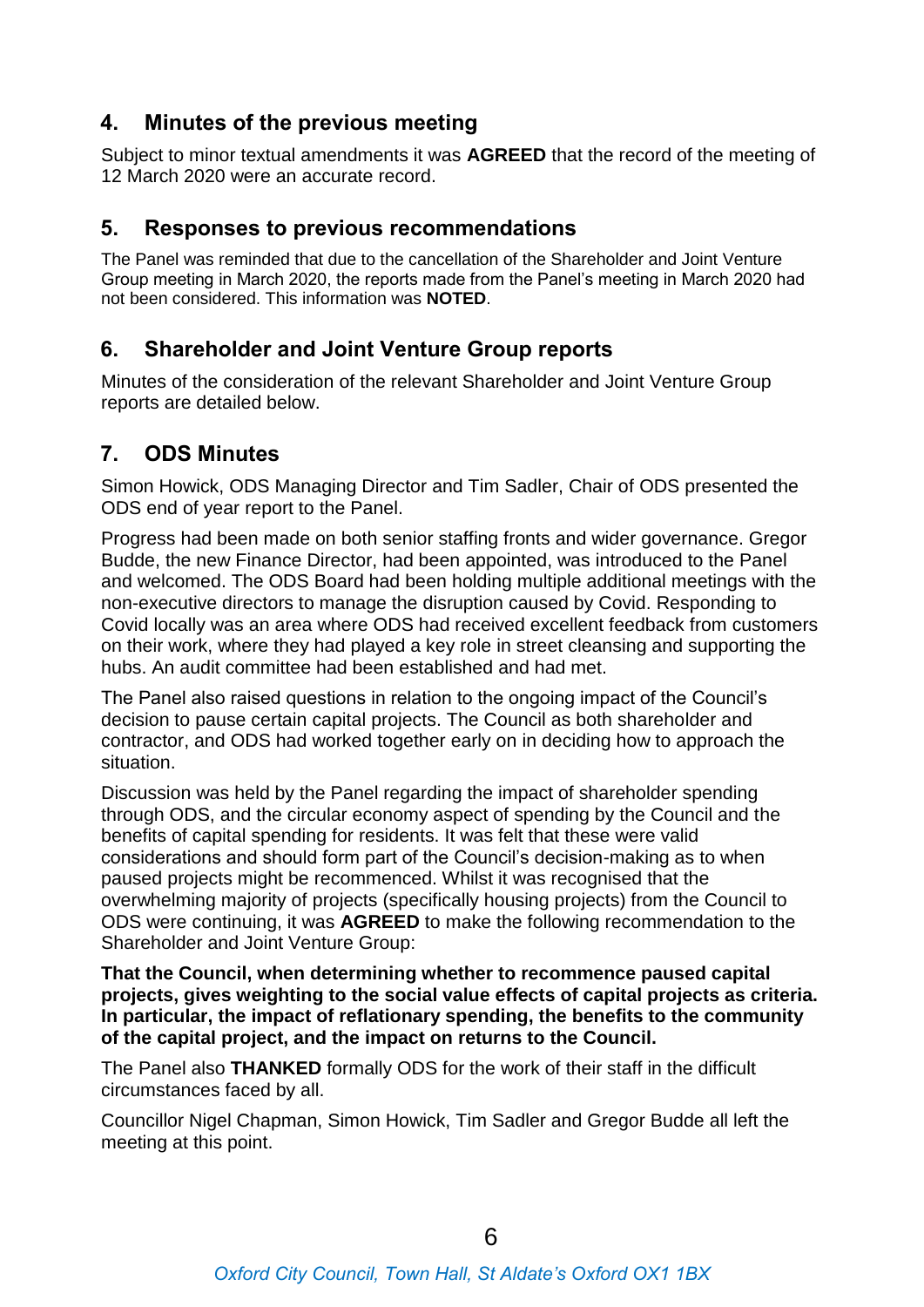## 4. Minutes of the previous meeting

Subject to minor textual amendments it was **AGREED** that the record of the meeting of 12 March 2020 were an accurate record.

## 5. Responses to previous recommendations

The Panel was reminded that due to the cancellation of the Shareholder and Joint Venture Group meeting in March 2020, the reports made from the Panel's meeting in March 2020 had not been considered. This information was **NOTED**.

## 6. Shareholder and Joint Venture Group reports

Minutes of the consideration of the relevant Shareholder and Joint Venture Group reports are detailed below.

## 7. ODS Minutes

Simon Howick, ODS Managing Director and Tim Sadler, Chair of ODS presented the ODS end of year report to the Panel.

Progress had been made on both senior staffing fronts and wider governance. Gregor Budde, the new Finance Director, had been appointed, was introduced to the Panel and welcomed. The ODS Board had been holding multiple additional meetings with the non-executive directors to manage the disruption caused by Covid. Responding to Covid locally was an area where ODS had received excellent feedback from customers on their work, where they had played a key role in street cleansing and supporting the hubs. An audit committee had been established and had met.

The Panel also raised questions in relation to the ongoing impact of the Council's decision to pause certain capital projects. The Council as both shareholder and contractor, and ODS had worked together early on in deciding how to approach the situation.

Discussion was held by the Panel regarding the impact of shareholder spending through ODS, and the circular economy aspect of spending by the Council and the benefits of capital spending for residents. It was felt that these were valid considerations and should form part of the Council's decision-making as to when paused projects might be recommenced. Whilst it was recognised that the overwhelming majority of projects (specifically housing projects) from the Council to ODS were continuing, it was **AGREED** to make the following recommendation to the Shareholder and Joint Venture Group:

**That the Council, when determining whether to recommence paused capital projects, gives weighting to the social value effects of capital projects as criteria. In particular, the impact of reflationary spending, the benefits to the community of the capital project, and the impact on returns to the Council.**

The Panel also **THANKED** formally ODS for the work of their staff in the difficult circumstances faced by all.

Councillor Nigel Chapman, Simon Howick, Tim Sadler and Gregor Budde all left the meeting at this point.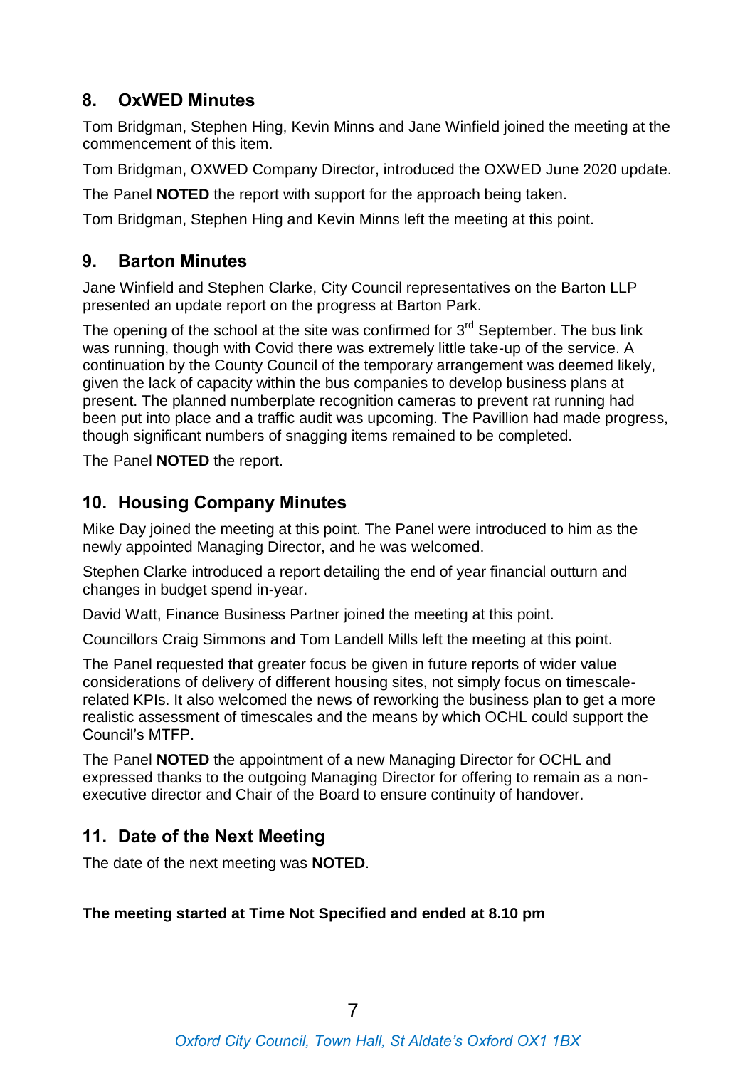## 8. OxWED Minutes

Tom Bridgman, Stephen Hing, Kevin Minns and Jane Winfield joined the meeting at the commencement of this item.

Tom Bridgman, OXWED Company Director, introduced the OXWED June 2020 update.

The Panel **NOTED** the report with support for the approach being taken.

Tom Bridgman, Stephen Hing and Kevin Minns left the meeting at this point.

## 9. Barton Minutes

Jane Winfield and Stephen Clarke, City Council representatives on the Barton LLP presented an update report on the progress at Barton Park.

The opening of the school at the site was confirmed for 3rd September. The bus link was running, though with Covid there was extremely little take-up of the service. A continuation by the County Council of the temporary arrangement was deemed likely, given the lack of capacity within the bus companies to develop business plans at present. The planned numberplate recognition cameras to prevent rat running had been put into place and a traffic audit was upcoming. The Pavillion had made progress, though significant numbers of snagging items remained to be completed.

The Panel **NOTED** the report.

## 10. Housing Company Minutes

Mike Day joined the meeting at this point. The Panel were introduced to him as the newly appointed Managing Director, and he was welcomed.

Stephen Clarke introduced a report detailing the end of year financial outturn and changes in budget spend in-year.

David Watt, Finance Business Partner joined the meeting at this point.

Councillors Craig Simmons and Tom Landell Mills left the meeting at this point.

The Panel requested that greater focus be given in future reports of wider value considerations of delivery of different housing sites, not simply focus on timescale-related KPIs. It also welcomed the news of reworking the business plan to get a more realistic assessment of timescales and the means by which OCHL could support the Council's MTFP.

The Panel **NOTED** the appointment of a new Managing Director for OCHL and expressed thanks to the outgoing Managing Director for offering to remain as a non-executive director and Chair of the Board to ensure continuity of handover.

## 11. Date of the Next Meeting

The date of the next meeting was **NOTED**.

**The meeting started at Time Not Specified and ended at 8.10 pm**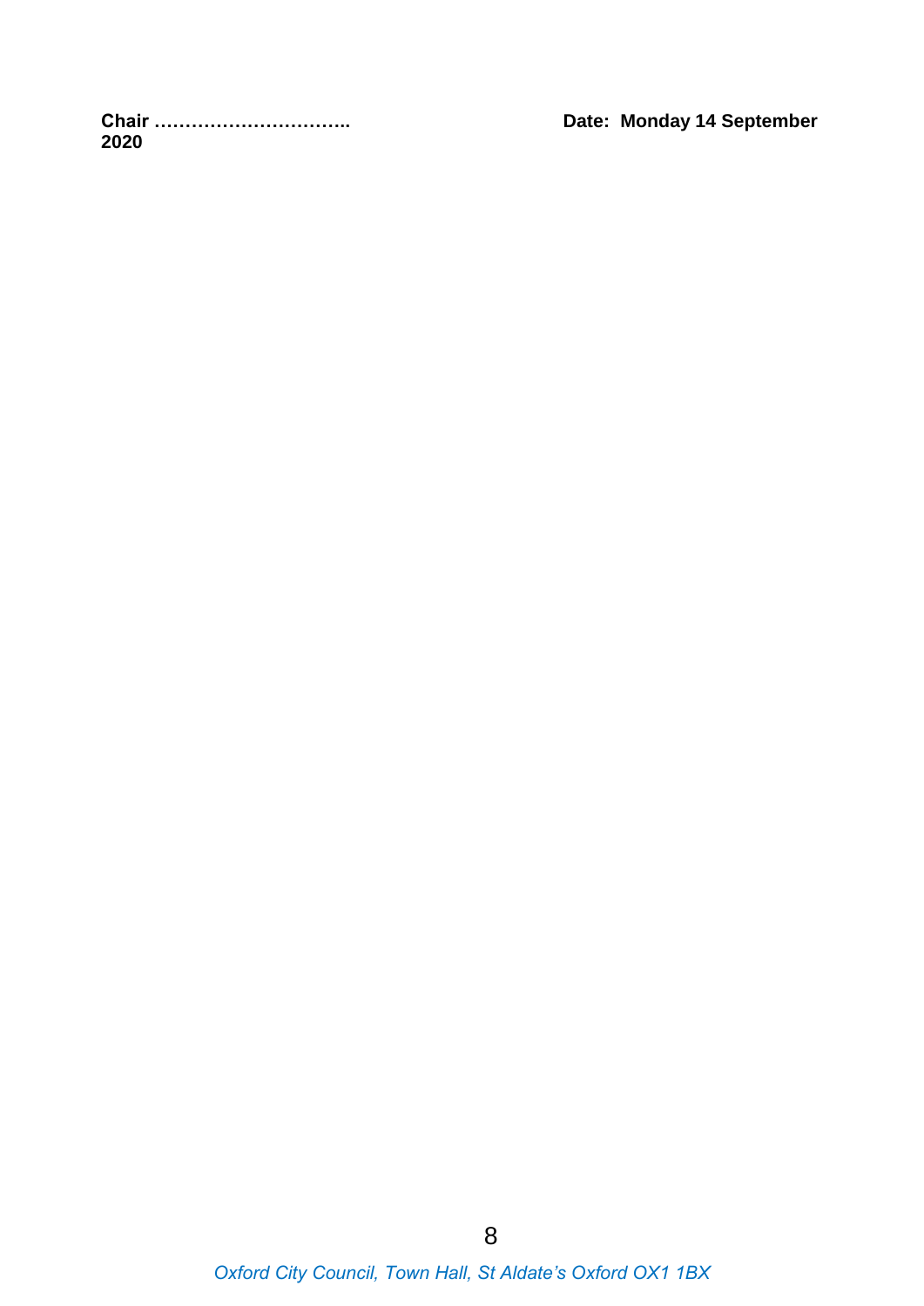**Chair …………………………..** **Date: Monday 14 September 2020**